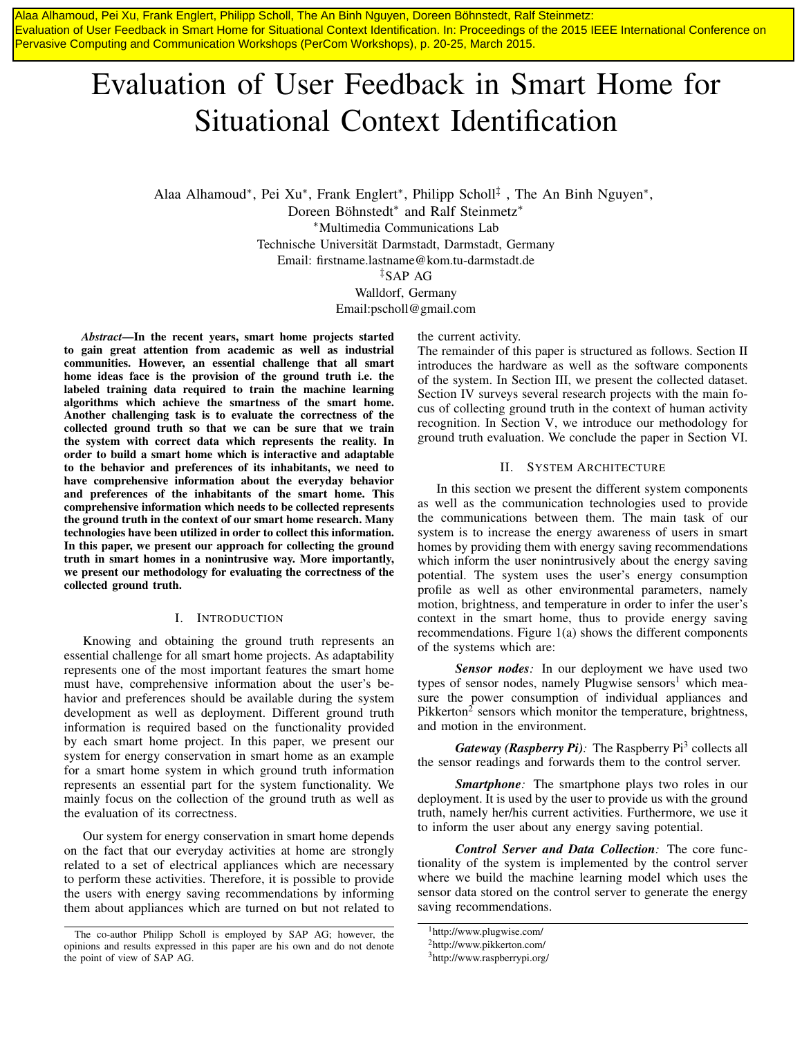Alaa Alhamoud, Pei Xu, Frank Englert, Philipp Scholl, The An Binh Nguyen, Doreen Böhnstedt, Ralf Steinmetz: Evaluation of User Feedback in Smart Home for Situational Context Identification. In: Proceedings of the 2015 IEEE International Conference on Pervasive Computing and Communication Workshops (PerCom Workshops), p. 20-25, March 2015.

# Evaluation of User Feedback in Smart Home for Situational Context Identification

Alaa Alhamoud*, Pei Xu*, Frank Englert*, Philipp Scholl‡ , The An Binh Nguyen*, Doreen Böhnstedt* and Ralf Steinmetz*

*Multimedia Communications Lab
Technische Universität Darmstadt, Darmstadt, Germany
Email: firstname.lastname@kom.tu-darmstadt.de

‡SAP AG
Walldorf, Germany
Email:pscholl@gmail.com

***Abstract*—In the recent years, smart home projects started to gain great attention from academic as well as industrial communities. However, an essential challenge that all smart home ideas face is the provision of the ground truth i.e. the labeled training data required to train the machine learning algorithms which achieve the smartness of the smart home. Another challenging task is to evaluate the correctness of the collected ground truth so that we can be sure that we train the system with correct data which represents the reality. In order to build a smart home which is interactive and adaptable to the behavior and preferences of its inhabitants, we need to have comprehensive information about the everyday behavior and preferences of the inhabitants of the smart home. This comprehensive information which needs to be collected represents the ground truth in the context of our smart home research. Many technologies have been utilized in order to collect this information. In this paper, we present our approach for collecting the ground truth in smart homes in a nonintrusive way. More importantly, we present our methodology for evaluating the correctness of the collected ground truth.**

## I. Introduction

Knowing and obtaining the ground truth represents an essential challenge for all smart home projects. As adaptability represents one of the most important features the smart home must have, comprehensive information about the user's behavior and preferences should be available during the system development as well as deployment. Different ground truth information is required based on the functionality provided by each smart home project. In this paper, we present our system for energy conservation in smart home as an example for a smart home system in which ground truth information represents an essential part for the system functionality. We mainly focus on the collection of the ground truth as well as the evaluation of its correctness.

Our system for energy conservation in smart home depends on the fact that our everyday activities at home are strongly related to a set of electrical appliances which are necessary to perform these activities. Therefore, it is possible to provide the users with energy saving recommendations by informing them about appliances which are turned on but not related to the current activity.

The remainder of this paper is structured as follows. Section II introduces the hardware as well as the software components of the system. In Section III, we present the collected dataset. Section IV surveys several research projects with the main focus of collecting ground truth in the context of human activity recognition. In Section V, we introduce our methodology for ground truth evaluation. We conclude the paper in Section VI.

## II. System Architecture

In this section we present the different system components as well as the communication technologies used to provide the communications between them. The main task of our system is to increase the energy awareness of users in smart homes by providing them with energy saving recommendations which inform the user nonintrusively about the energy saving potential. The system uses the user's energy consumption profile as well as other environmental parameters, namely motion, brightness, and temperature in order to infer the user's context in the smart home, thus to provide energy saving recommendations. Figure 1(a) shows the different components of the systems which are:

***Sensor nodes:*** In our deployment we have used two types of sensor nodes, namely Plugwise sensors[1] which measure the power consumption of individual appliances and Pikkerton[2] sensors which monitor the temperature, brightness, and motion in the environment.

***Gateway (Raspberry Pi):*** The Raspberry Pi[3] collects all the sensor readings and forwards them to the control server.

***Smartphone:*** The smartphone plays two roles in our deployment. It is used by the user to provide us with the ground truth, namely her/his current activities. Furthermore, we use it to inform the user about any energy saving potential.

***Control Server and Data Collection:*** The core functionality of the system is implemented by the control server where we build the machine learning model which uses the sensor data stored on the control server to generate the energy saving recommendations.

The co-author Philipp Scholl is employed by SAP AG; however, the opinions and results expressed in this paper are his own and do not denote the point of view of SAP AG.

[1] http://www.plugwise.com/

[2] http://www.pikkerton.com/

[3] http://www.raspberrypi.org/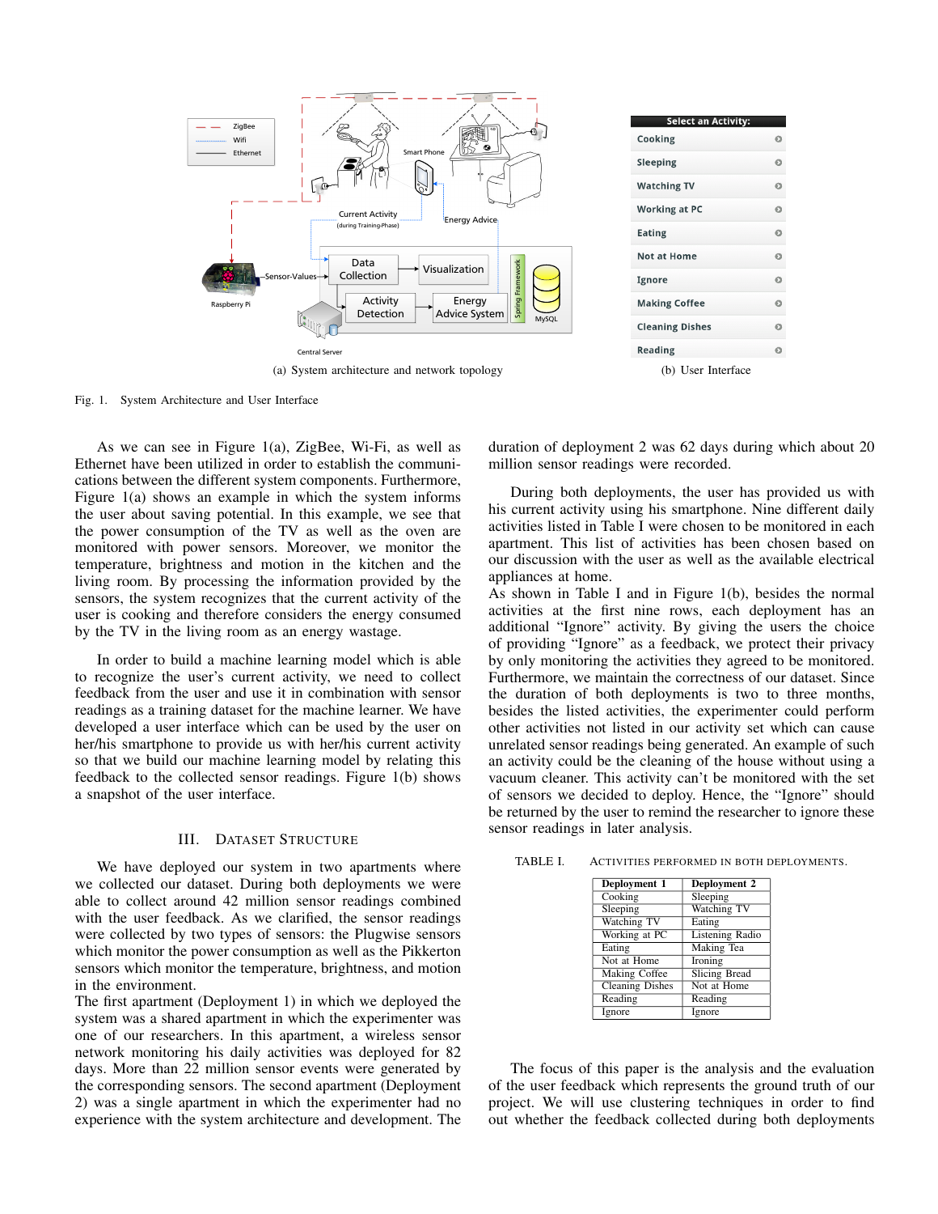(a) System architecture and network topology

(b) User Interface

Fig. 1. System Architecture and User Interface

As we can see in Figure 1(a), ZigBee, Wi-Fi, as well as Ethernet have been utilized in order to establish the communications between the different system components. Furthermore, Figure 1(a) shows an example in which the system informs the user about saving potential. In this example, we see that the power consumption of the TV as well as the oven are monitored with power sensors. Moreover, we monitor the temperature, brightness and motion in the kitchen and the living room. By processing the information provided by the sensors, the system recognizes that the current activity of the user is cooking and therefore considers the energy consumed by the TV in the living room as an energy wastage.

In order to build a machine learning model which is able to recognize the user's current activity, we need to collect feedback from the user and use it in combination with sensor readings as a training dataset for the machine learner. We have developed a user interface which can be used by the user on her/his smartphone to provide us with her/his current activity so that we build our machine learning model by relating this feedback to the collected sensor readings. Figure 1(b) shows a snapshot of the user interface.

## III. Dataset Structure

We have deployed our system in two apartments where we collected our dataset. During both deployments we were able to collect around 42 million sensor readings combined with the user feedback. As we clarified, the sensor readings were collected by two types of sensors: the Plugwise sensors which monitor the power consumption as well as the Pikkerton sensors which monitor the temperature, brightness, and motion in the environment.
The first apartment (Deployment 1) in which we deployed the system was a shared apartment in which the experimenter was one of our researchers. In this apartment, a wireless sensor network monitoring his daily activities was deployed for 82 days. More than 22 million sensor events were generated by the corresponding sensors. The second apartment (Deployment 2) was a single apartment in which the experimenter had no experience with the system architecture and development. The duration of deployment 2 was 62 days during which about 20 million sensor readings were recorded.

During both deployments, the user has provided us with his current activity using his smartphone. Nine different daily activities listed in Table I were chosen to be monitored in each apartment. This list of activities has been chosen based on our discussion with the user as well as the available electrical appliances at home.
As shown in Table I and in Figure 1(b), besides the normal activities at the first nine rows, each deployment has an additional "Ignore" activity. By giving the users the choice of providing "Ignore" as a feedback, we protect their privacy by only monitoring the activities they agreed to be monitored. Furthermore, we maintain the correctness of our dataset. Since the duration of both deployments is two to three months, besides the listed activities, the experimenter could perform other activities not listed in our activity set which can cause unrelated sensor readings being generated. An example of such an activity could be the cleaning of the house without using a vacuum cleaner. This activity can't be monitored with the set of sensors we decided to deploy. Hence, the "Ignore" should be returned by the user to remind the researcher to ignore these sensor readings in later analysis.

TABLE I. Activities performed in both deployments.

| Deployment 1 | Deployment 2 |
|---|---|
| Cooking | Sleeping |
| Sleeping | Watching TV |
| Watching TV | Eating |
| Working at PC | Listening Radio |
| Eating | Making Tea |
| Not at Home | Ironing |
| Making Coffee | Slicing Bread |
| Cleaning Dishes | Not at Home |
| Reading | Reading |
| Ignore | Ignore |

The focus of this paper is the analysis and the evaluation of the user feedback which represents the ground truth of our project. We will use clustering techniques in order to find out whether the feedback collected during both deployments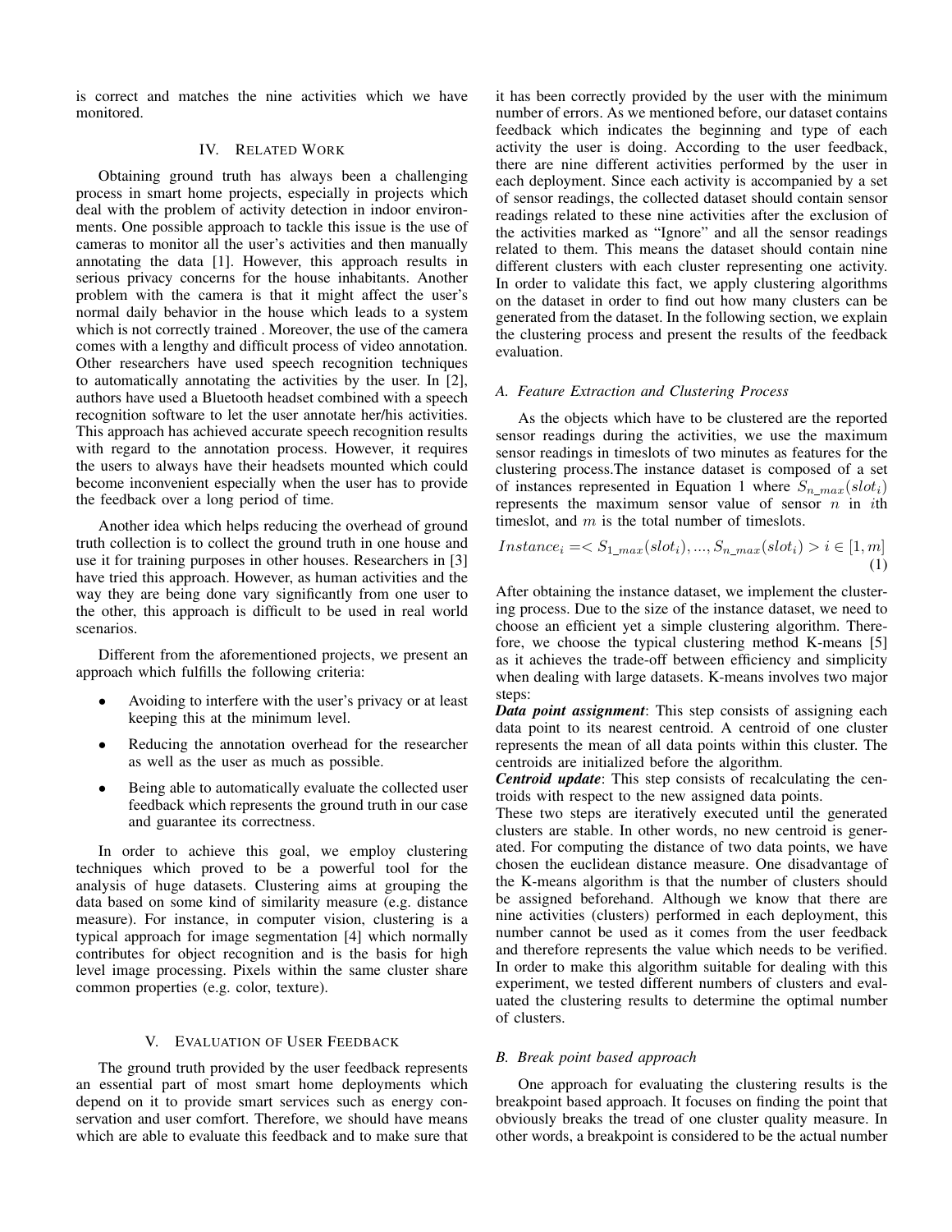is correct and matches the nine activities which we have monitored.

## IV. Related Work

Obtaining ground truth has always been a challenging process in smart home projects, especially in projects which deal with the problem of activity detection in indoor environments. One possible approach to tackle this issue is the use of cameras to monitor all the user's activities and then manually annotating the data [1]. However, this approach results in serious privacy concerns for the house inhabitants. Another problem with the camera is that it might affect the user's normal daily behavior in the house which leads to a system which is not correctly trained . Moreover, the use of the camera comes with a lengthy and difficult process of video annotation. Other researchers have used speech recognition techniques to automatically annotating the activities by the user. In [2], authors have used a Bluetooth headset combined with a speech recognition software to let the user annotate her/his activities. This approach has achieved accurate speech recognition results with regard to the annotation process. However, it requires the users to always have their headsets mounted which could become inconvenient especially when the user has to provide the feedback over a long period of time.

Another idea which helps reducing the overhead of ground truth collection is to collect the ground truth in one house and use it for training purposes in other houses. Researchers in [3] have tried this approach. However, as human activities and the way they are being done vary significantly from one user to the other, this approach is difficult to be used in real world scenarios.

Different from the aforementioned projects, we present an approach which fulfills the following criteria:

- Avoiding to interfere with the user's privacy or at least keeping this at the minimum level.
- Reducing the annotation overhead for the researcher as well as the user as much as possible.
- Being able to automatically evaluate the collected user feedback which represents the ground truth in our case and guarantee its correctness.

In order to achieve this goal, we employ clustering techniques which proved to be a powerful tool for the analysis of huge datasets. Clustering aims at grouping the data based on some kind of similarity measure (e.g. distance measure). For instance, in computer vision, clustering is a typical approach for image segmentation [4] which normally contributes for object recognition and is the basis for high level image processing. Pixels within the same cluster share common properties (e.g. color, texture).

## V. Evaluation of User Feedback

The ground truth provided by the user feedback represents an essential part of most smart home deployments which depend on it to provide smart services such as energy conservation and user comfort. Therefore, we should have means which are able to evaluate this feedback and to make sure that it has been correctly provided by the user with the minimum number of errors. As we mentioned before, our dataset contains feedback which indicates the beginning and type of each activity the user is doing. According to the user feedback, there are nine different activities performed by the user in each deployment. Since each activity is accompanied by a set of sensor readings, the collected dataset should contain sensor readings related to these nine activities after the exclusion of the activities marked as "Ignore" and all the sensor readings related to them. This means the dataset should contain nine different clusters with each cluster representing one activity. In order to validate this fact, we apply clustering algorithms on the dataset in order to find out how many clusters can be generated from the dataset. In the following section, we explain the clustering process and present the results of the feedback evaluation.

### A. Feature Extraction and Clustering Process

As the objects which have to be clustered are the reported sensor readings during the activities, we use the maximum sensor readings in timeslots of two minutes as features for the clustering process.The instance dataset is composed of a set of instances represented in Equation 1 where $S_{n\_max}(slot_i)$ represents the maximum sensor value of sensor $n$ in $i$th timeslot, and $m$ is the total number of timeslots.

$$Instance_i = < S_{1\_max}(slot_i), ..., S_{n\_max}(slot_i) > i \in [1, m] \quad (1)$$

After obtaining the instance dataset, we implement the clustering process. Due to the size of the instance dataset, we need to choose an efficient yet a simple clustering algorithm. Therefore, we choose the typical clustering method K-means [5] as it achieves the trade-off between efficiency and simplicity when dealing with large datasets. K-means involves two major steps:

***Data point assignment***: This step consists of assigning each data point to its nearest centroid. A centroid of one cluster represents the mean of all data points within this cluster. The centroids are initialized before the algorithm.

***Centroid update***: This step consists of recalculating the centroids with respect to the new assigned data points.

These two steps are iteratively executed until the generated clusters are stable. In other words, no new centroid is generated. For computing the distance of two data points, we have chosen the euclidean distance measure. One disadvantage of the K-means algorithm is that the number of clusters should be assigned beforehand. Although we know that there are nine activities (clusters) performed in each deployment, this number cannot be used as it comes from the user feedback and therefore represents the value which needs to be verified. In order to make this algorithm suitable for dealing with this experiment, we tested different numbers of clusters and evaluated the clustering results to determine the optimal number of clusters.

### B. Break point based approach

One approach for evaluating the clustering results is the breakpoint based approach. It focuses on finding the point that obviously breaks the tread of one cluster quality measure. In other words, a breakpoint is considered to be the actual number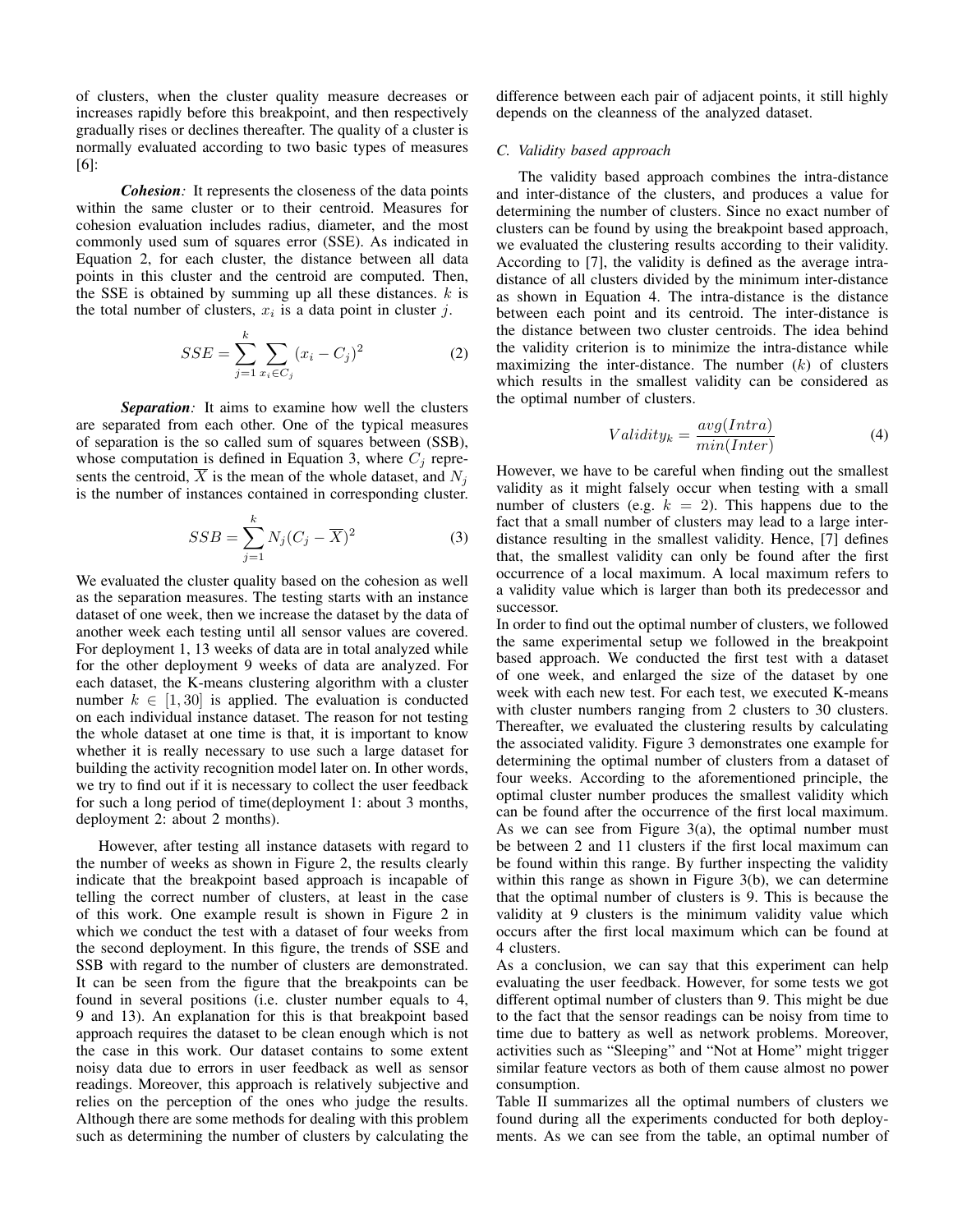of clusters, when the cluster quality measure decreases or increases rapidly before this breakpoint, and then respectively gradually rises or declines thereafter. The quality of a cluster is normally evaluated according to two basic types of measures [6]:

***Cohesion:*** It represents the closeness of the data points within the same cluster or to their centroid. Measures for cohesion evaluation includes radius, diameter, and the most commonly used sum of squares error (SSE). As indicated in Equation 2, for each cluster, the distance between all data points in this cluster and the centroid are computed. Then, the SSE is obtained by summing up all these distances. $k$ is the total number of clusters, $x_i$ is a data point in cluster $j$.

$$SSE = \sum_{j=1}^{k} \sum_{x_i \in C_j} (x_i - C_j)^2 \tag{2}$$

***Separation:*** It aims to examine how well the clusters are separated from each other. One of the typical measures of separation is the so called sum of squares between (SSB), whose computation is defined in Equation 3, where $C_j$ represents the centroid, $\overline{X}$ is the mean of the whole dataset, and $N_j$ is the number of instances contained in corresponding cluster.

$$SSB = \sum_{j=1}^{k} N_j (C_j - \overline{X})^2 \tag{3}$$

We evaluated the cluster quality based on the cohesion as well as the separation measures. The testing starts with an instance dataset of one week, then we increase the dataset by the data of another week each testing until all sensor values are covered. For deployment 1, 13 weeks of data are in total analyzed while for the other deployment 9 weeks of data are analyzed. For each dataset, the K-means clustering algorithm with a cluster number $k \in [1, 30]$ is applied. The evaluation is conducted on each individual instance dataset. The reason for not testing the whole dataset at one time is that, it is important to know whether it is really necessary to use such a large dataset for building the activity recognition model later on. In other words, we try to find out if it is necessary to collect the user feedback for such a long period of time(deployment 1: about 3 months, deployment 2: about 2 months).

However, after testing all instance datasets with regard to the number of weeks as shown in Figure 2, the results clearly indicate that the breakpoint based approach is incapable of telling the correct number of clusters, at least in the case of this work. One example result is shown in Figure 2 in which we conduct the test with a dataset of four weeks from the second deployment. In this figure, the trends of SSE and SSB with regard to the number of clusters are demonstrated. It can be seen from the figure that the breakpoints can be found in several positions (i.e. cluster number equals to 4, 9 and 13). An explanation for this is that breakpoint based approach requires the dataset to be clean enough which is not the case in this work. Our dataset contains to some extent noisy data due to errors in user feedback as well as sensor readings. Moreover, this approach is relatively subjective and relies on the perception of the ones who judge the results. Although there are some methods for dealing with this problem such as determining the number of clusters by calculating the difference between each pair of adjacent points, it still highly depends on the cleanness of the analyzed dataset.

### C. Validity based approach

The validity based approach combines the intra-distance and inter-distance of the clusters, and produces a value for determining the number of clusters. Since no exact number of clusters can be found by using the breakpoint based approach, we evaluated the clustering results according to their validity. According to [7], the validity is defined as the average intra-distance of all clusters divided by the minimum inter-distance as shown in Equation 4. The intra-distance is the distance between each point and its centroid. The inter-distance is the distance between two cluster centroids. The idea behind the validity criterion is to minimize the intra-distance while maximizing the inter-distance. The number ($k$) of clusters which results in the smallest validity can be considered as the optimal number of clusters.

$$Validity_k = \frac{avg(Intra)}{min(Inter)} \tag{4}$$

However, we have to be careful when finding out the smallest validity as it might falsely occur when testing with a small number of clusters (e.g. $k = 2$). This happens due to the fact that a small number of clusters may lead to a large inter-distance resulting in the smallest validity. Hence, [7] defines that, the smallest validity can only be found after the first occurrence of a local maximum. A local maximum refers to a validity value which is larger than both its predecessor and successor.

In order to find out the optimal number of clusters, we followed the same experimental setup we followed in the breakpoint based approach. We conducted the first test with a dataset of one week, and enlarged the size of the dataset by one week with each new test. For each test, we executed K-means with cluster numbers ranging from 2 clusters to 30 clusters. Thereafter, we evaluated the clustering results by calculating the associated validity. Figure 3 demonstrates one example for determining the optimal number of clusters from a dataset of four weeks. According to the aforementioned principle, the optimal cluster number produces the smallest validity which can be found after the occurrence of the first local maximum. As we can see from Figure 3(a), the optimal number must be between 2 and 11 clusters if the first local maximum can be found within this range. By further inspecting the validity within this range as shown in Figure 3(b), we can determine that the optimal number of clusters is 9. This is because the validity at 9 clusters is the minimum validity value which occurs after the first local maximum which can be found at 4 clusters.

As a conclusion, we can say that this experiment can help evaluating the user feedback. However, for some tests we got different optimal number of clusters than 9. This might be due to the fact that the sensor readings can be noisy from time to time due to battery as well as network problems. Moreover, activities such as "Sleeping" and "Not at Home" might trigger similar feature vectors as both of them cause almost no power consumption.

Table II summarizes all the optimal numbers of clusters we found during all the experiments conducted for both deployments. As we can see from the table, an optimal number of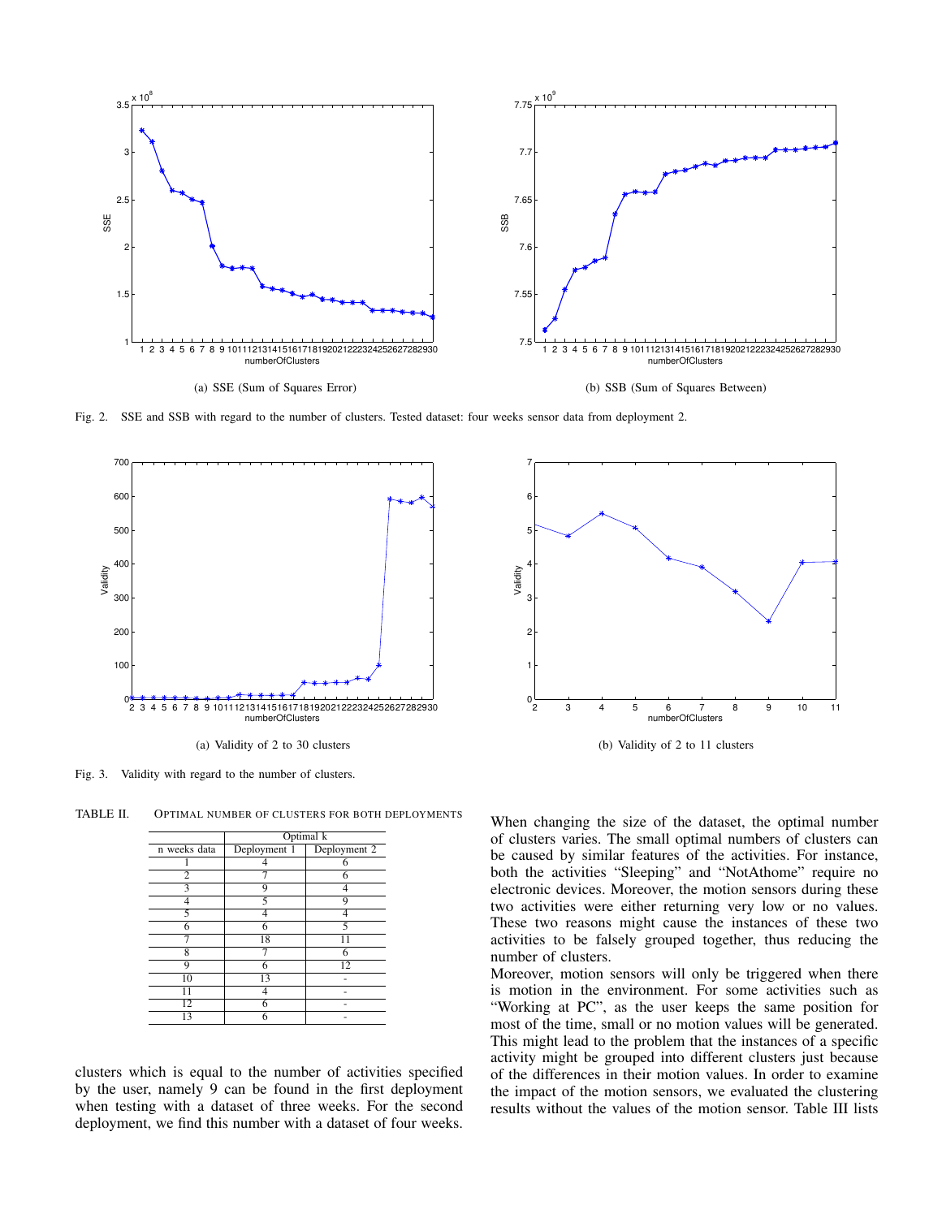(a) SSE (Sum of Squares Error)

(b) SSB (Sum of Squares Between)

Fig. 2. SSE and SSB with regard to the number of clusters. Tested dataset: four weeks sensor data from deployment 2.

(a) Validity of 2 to 30 clusters

(b) Validity of 2 to 11 clusters

Fig. 3. Validity with regard to the number of clusters.

TABLE II. OPTIMAL NUMBER OF CLUSTERS FOR BOTH DEPLOYMENTS

| | Optimal k | |
|---|---|---|
| n weeks data | Deployment 1 | Deployment 2 |
| 1 | 4 | 6 |
| 2 | 7 | 6 |
| 3 | 9 | 4 |
| 4 | 5 | 9 |
| 5 | 4 | 4 |
| 6 | 6 | 5 |
| 7 | 18 | 11 |
| 8 | 7 | 6 |
| 9 | 6 | 12 |
| 10 | 13 | - |
| 11 | 4 | - |
| 12 | 6 | - |
| 13 | 6 | - |

clusters which is equal to the number of activities specified by the user, namely 9 can be found in the first deployment when testing with a dataset of three weeks. For the second deployment, we find this number with a dataset of four weeks. When changing the size of the dataset, the optimal number of clusters varies. The small optimal numbers of clusters can be caused by similar features of the activities. For instance, both the activities "Sleeping" and "NotAthome" require no electronic devices. Moreover, the motion sensors during these two activities were either returning very low or no values. These two reasons might cause the instances of these two activities to be falsely grouped together, thus reducing the number of clusters.

Moreover, motion sensors will only be triggered when there is motion in the environment. For some activities such as "Working at PC", as the user keeps the same position for most of the time, small or no motion values will be generated. This might lead to the problem that the instances of a specific activity might be grouped into different clusters just because of the differences in their motion values. In order to examine the impact of the motion sensors, we evaluated the clustering results without the values of the motion sensor. Table III lists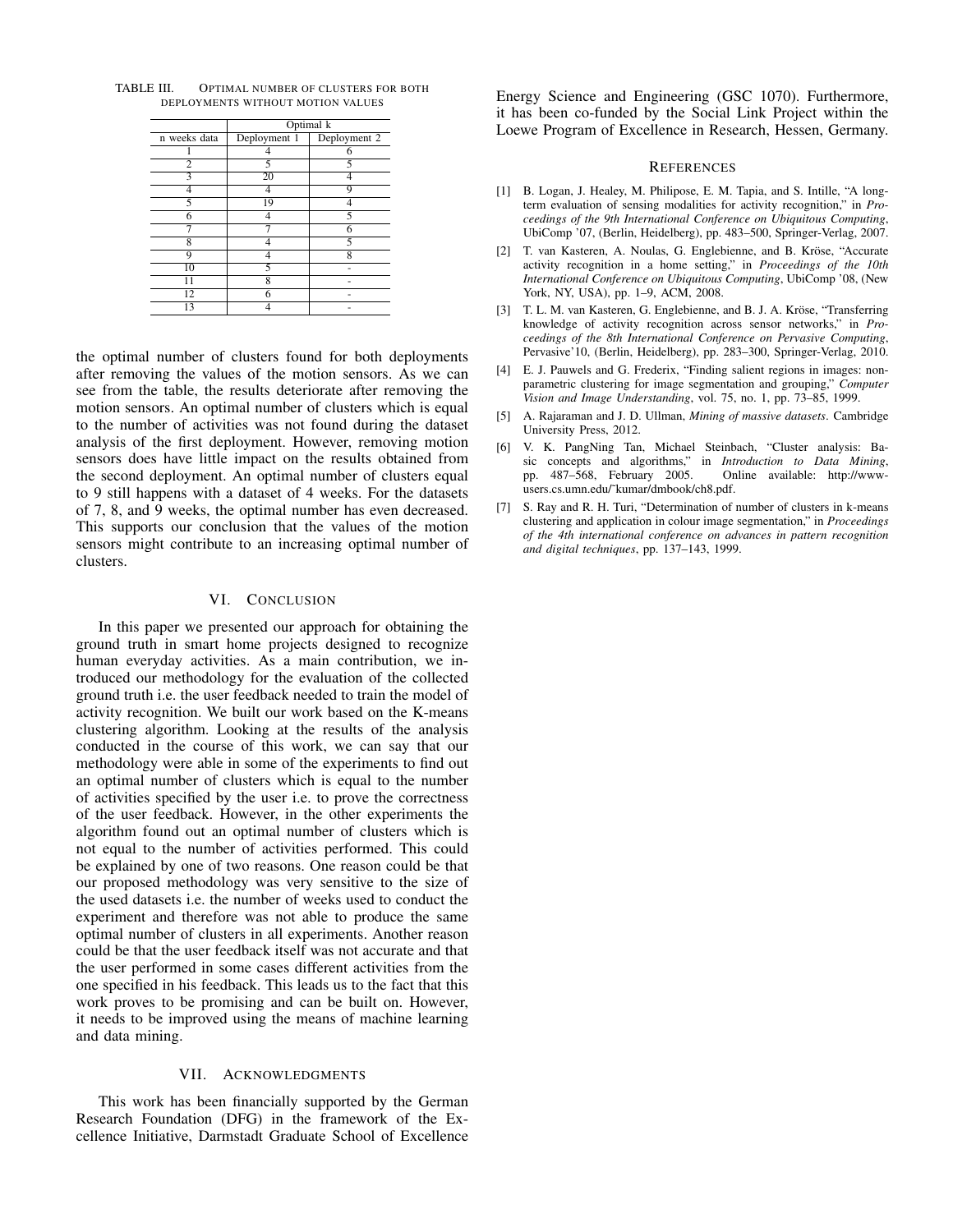TABLE III. Optimal number of clusters for both deployments without motion values

| | Optimal k | |
|---|---|---|
| n weeks data | Deployment 1 | Deployment 2 |
| 1 | 4 | 6 |
| 2 | 5 | 5 |
| 3 | 20 | 4 |
| 4 | 4 | 9 |
| 5 | 19 | 4 |
| 6 | 4 | 5 |
| 7 | 7 | 6 |
| 8 | 4 | 5 |
| 9 | 4 | 8 |
| 10 | 5 | - |
| 11 | 8 | - |
| 12 | 6 | - |
| 13 | 4 | - |

the optimal number of clusters found for both deployments after removing the values of the motion sensors. As we can see from the table, the results deteriorate after removing the motion sensors. An optimal number of clusters which is equal to the number of activities was not found during the dataset analysis of the first deployment. However, removing motion sensors does have little impact on the results obtained from the second deployment. An optimal number of clusters equal to 9 still happens with a dataset of 4 weeks. For the datasets of 7, 8, and 9 weeks, the optimal number has even decreased. This supports our conclusion that the values of the motion sensors might contribute to an increasing optimal number of clusters.

## VI. Conclusion

In this paper we presented our approach for obtaining the ground truth in smart home projects designed to recognize human everyday activities. As a main contribution, we introduced our methodology for the evaluation of the collected ground truth i.e. the user feedback needed to train the model of activity recognition. We built our work based on the K-means clustering algorithm. Looking at the results of the analysis conducted in the course of this work, we can say that our methodology were able in some of the experiments to find out an optimal number of clusters which is equal to the number of activities specified by the user i.e. to prove the correctness of the user feedback. However, in the other experiments the algorithm found out an optimal number of clusters which is not equal to the number of activities performed. This could be explained by one of two reasons. One reason could be that our proposed methodology was very sensitive to the size of the used datasets i.e. the number of weeks used to conduct the experiment and therefore was not able to produce the same optimal number of clusters in all experiments. Another reason could be that the user feedback itself was not accurate and that the user performed in some cases different activities from the one specified in his feedback. This leads us to the fact that this work proves to be promising and can be built on. However, it needs to be improved using the means of machine learning and data mining.

## VII. Acknowledgments

This work has been financially supported by the German Research Foundation (DFG) in the framework of the Excellence Initiative, Darmstadt Graduate School of Excellence Energy Science and Engineering (GSC 1070). Furthermore, it has been co-funded by the Social Link Project within the Loewe Program of Excellence in Research, Hessen, Germany.

## References

[1] B. Logan, J. Healey, M. Philipose, E. M. Tapia, and S. Intille, "A long-term evaluation of sensing modalities for activity recognition," in *Proceedings of the 9th International Conference on Ubiquitous Computing*, UbiComp '07, (Berlin, Heidelberg), pp. 483–500, Springer-Verlag, 2007.

[2] T. van Kasteren, A. Noulas, G. Englebienne, and B. Kröse, "Accurate activity recognition in a home setting," in *Proceedings of the 10th International Conference on Ubiquitous Computing*, UbiComp '08, (New York, NY, USA), pp. 1–9, ACM, 2008.

[3] T. L. M. van Kasteren, G. Englebienne, and B. J. A. Kröse, "Transferring knowledge of activity recognition across sensor networks," in *Proceedings of the 8th International Conference on Pervasive Computing*, Pervasive'10, (Berlin, Heidelberg), pp. 283–300, Springer-Verlag, 2010.

[4] E. J. Pauwels and G. Frederix, "Finding salient regions in images: non-parametric clustering for image segmentation and grouping," *Computer Vision and Image Understanding*, vol. 75, no. 1, pp. 73–85, 1999.

[5] A. Rajaraman and J. D. Ullman, *Mining of massive datasets*. Cambridge University Press, 2012.

[6] V. K. PangNing Tan, Michael Steinbach, "Cluster analysis: Basic concepts and algorithms," in *Introduction to Data Mining*, pp. 487–568, February 2005. Online available: http://www-users.cs.umn.edu/˜kumar/dmbook/ch8.pdf.

[7] S. Ray and R. H. Turi, "Determination of number of clusters in k-means clustering and application in colour image segmentation," in *Proceedings of the 4th international conference on advances in pattern recognition and digital techniques*, pp. 137–143, 1999.